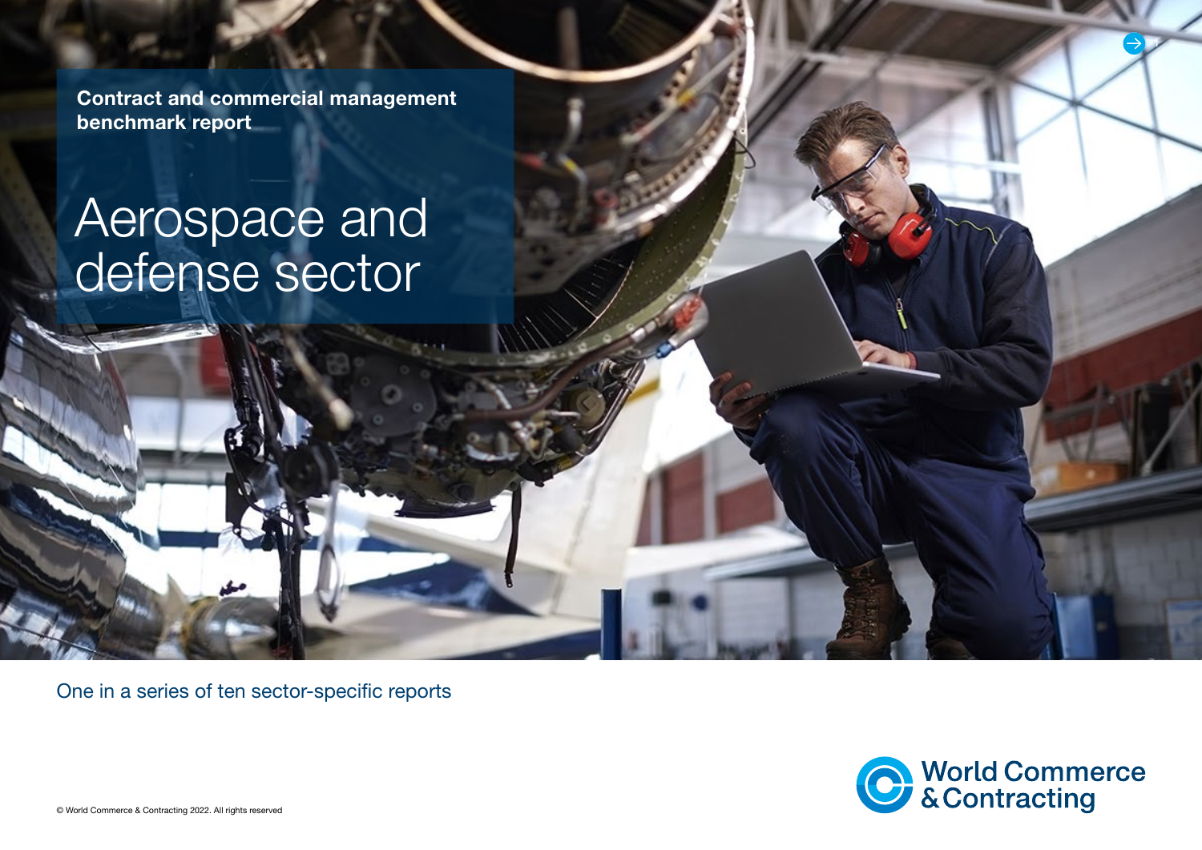**Contract and commercial management benchmark report**

# Aerospace and defense sector

One in a series of ten sector-specific reports

World Commerce & Contracting

© World Commerce & Contracting 2022. All rights reserved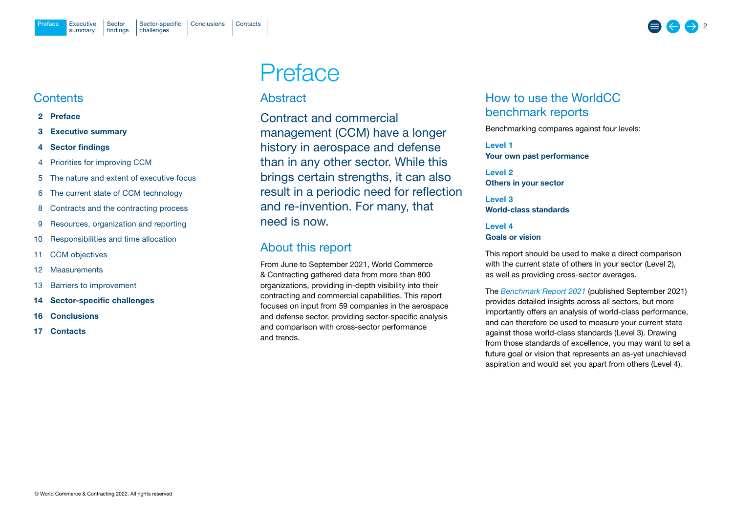# Preface

## Contents

**2 Preface**

**3 Executive summary**

**4 Sector findings**

4 Priorities for improving CCM

5 The nature and extent of executive focus

6 The current state of CCM technology

8 Contracts and the contracting process

9 Resources, organization and reporting

10 Responsibilities and time allocation

11 CCM objectives

12 Measurements

13 Barriers to improvement

**14 Sector-specific challenges**

**16 Conclusions**

**17 Contacts**

## Abstract

Contract and commercial management (CCM) have a longer history in aerospace and defense than in any other sector. While this brings certain strengths, it can also result in a periodic need for reflection and re-invention. For many, that need is now.

## About this report

From June to September 2021, World Commerce & Contracting gathered data from more than 800 organizations, providing in-depth visibility into their contracting and commercial capabilities. This report focuses on input from 59 companies in the aerospace and defense sector, providing sector-specific analysis and comparison with cross-sector performance and trends.

## How to use the WorldCC benchmark reports

Benchmarking compares against four levels:

**Level 1**
**Your own past performance**

**Level 2**
**Others in your sector**

**Level 3**
**World-class standards**

**Level 4**
**Goals or vision**

This report should be used to make a direct comparison with the current state of others in your sector (Level 2), as well as providing cross-sector averages.

The *Benchmark Report 2021* (published September 2021) provides detailed insights across all sectors, but more importantly offers an analysis of world-class performance, and can therefore be used to measure your current state against those world-class standards (Level 3). Drawing from those standards of excellence, you may want to set a future goal or vision that represents an as-yet unachieved aspiration and would set you apart from others (Level 4).

© World Commerce & Contracting 2022. All rights reserved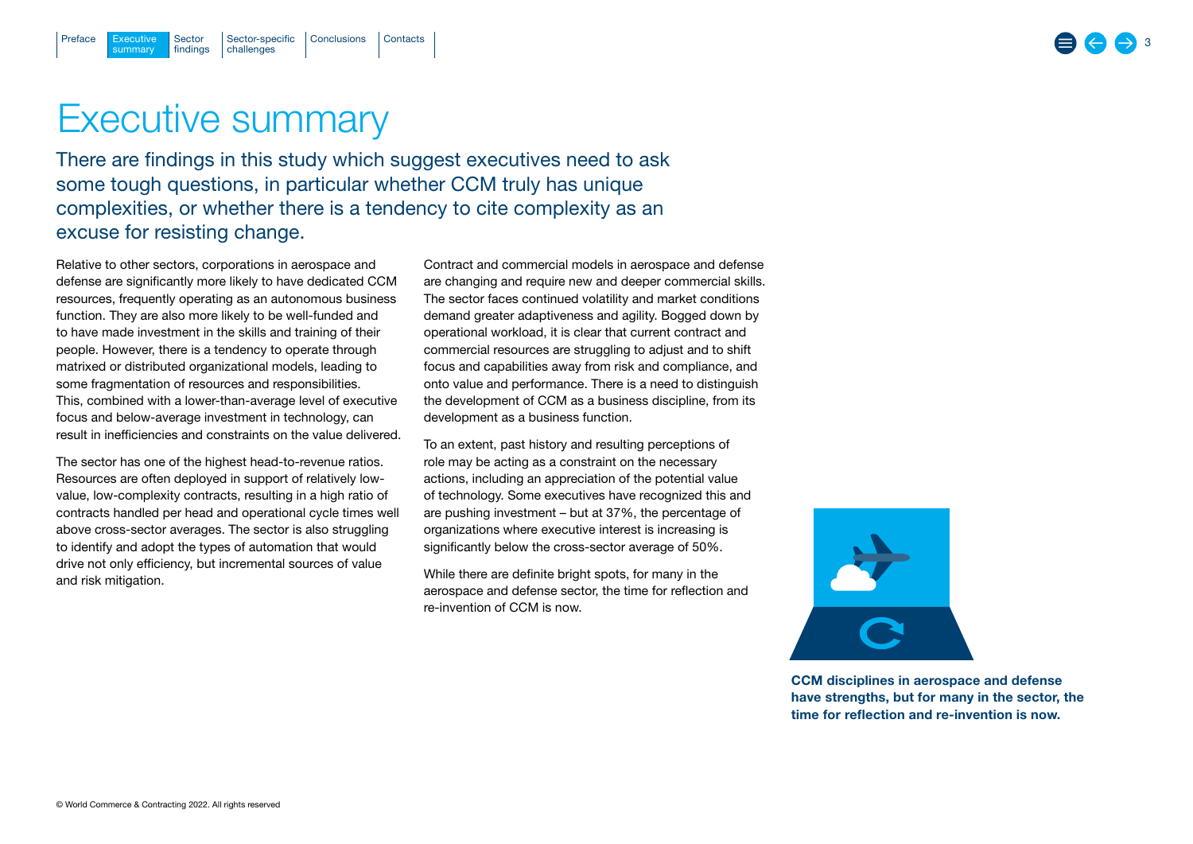# Executive summary

## There are findings in this study which suggest executives need to ask some tough questions, in particular whether CCM truly has unique complexities, or whether there is a tendency to cite complexity as an excuse for resisting change.

Relative to other sectors, corporations in aerospace and defense are significantly more likely to have dedicated CCM resources, frequently operating as an autonomous business function. They are also more likely to be well-funded and to have made investment in the skills and training of their people. However, there is a tendency to operate through matrixed or distributed organizational models, leading to some fragmentation of resources and responsibilities. This, combined with a lower-than-average level of executive focus and below-average investment in technology, can result in inefficiencies and constraints on the value delivered.

The sector has one of the highest head-to-revenue ratios. Resources are often deployed in support of relatively low-value, low-complexity contracts, resulting in a high ratio of contracts handled per head and operational cycle times well above cross-sector averages. The sector is also struggling to identify and adopt the types of automation that would drive not only efficiency, but incremental sources of value and risk mitigation.

Contract and commercial models in aerospace and defense are changing and require new and deeper commercial skills. The sector faces continued volatility and market conditions demand greater adaptiveness and agility. Bogged down by operational workload, it is clear that current contract and commercial resources are struggling to adjust and to shift focus and capabilities away from risk and compliance, and onto value and performance. There is a need to distinguish the development of CCM as a business discipline, from its development as a business function.

To an extent, past history and resulting perceptions of role may be acting as a constraint on the necessary actions, including an appreciation of the potential value of technology. Some executives have recognized this and are pushing investment – but at 37%, the percentage of organizations where executive interest is increasing is significantly below the cross-sector average of 50%.

While there are definite bright spots, for many in the aerospace and defense sector, the time for reflection and re-invention of CCM is now.

**CCM disciplines in aerospace and defense have strengths, but for many in the sector, the time for reflection and re-invention is now.**

© World Commerce & Contracting 2022. All rights reserved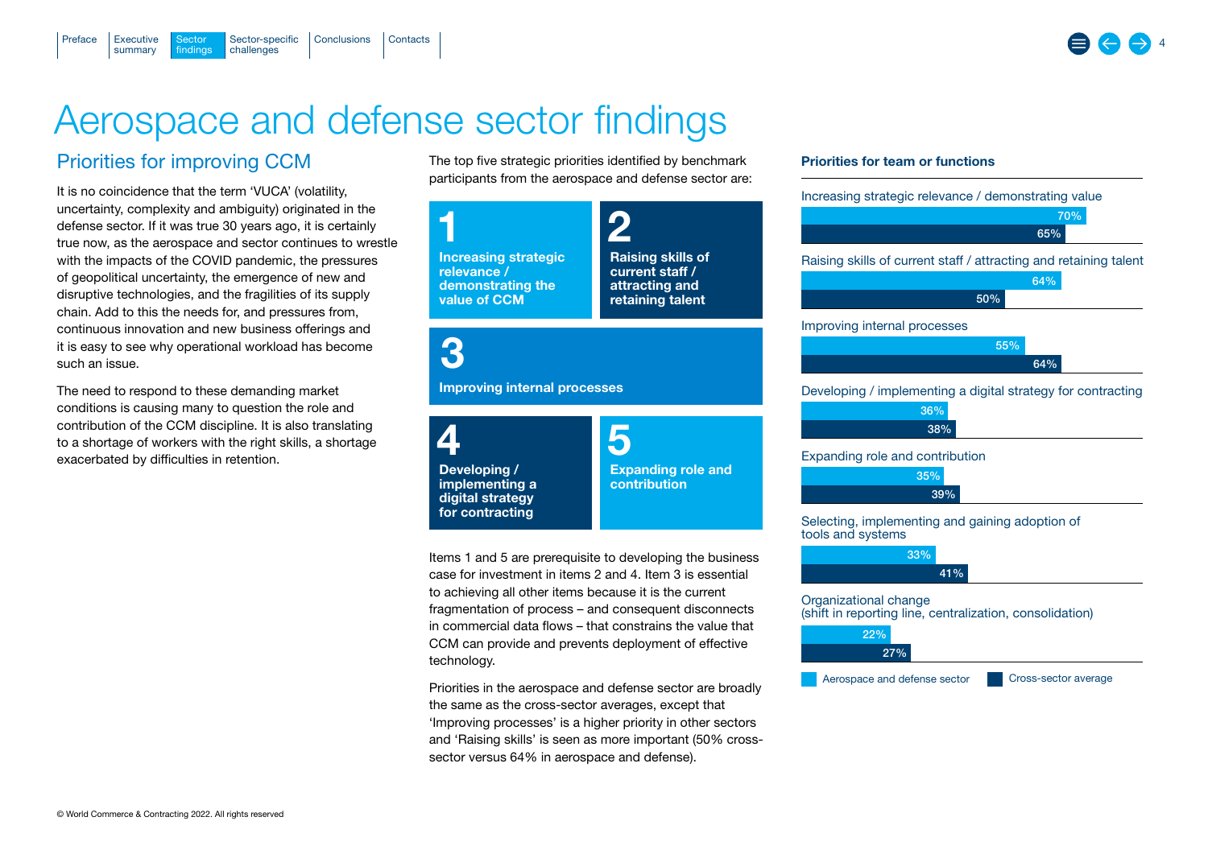# Aerospace and defense sector findings

## Priorities for improving CCM

It is no coincidence that the term 'VUCA' (volatility, uncertainty, complexity and ambiguity) originated in the defense sector. If it was true 30 years ago, it is certainly true now, as the aerospace and sector continues to wrestle with the impacts of the COVID pandemic, the pressures of geopolitical uncertainty, the emergence of new and disruptive technologies, and the fragilities of its supply chain. Add to this the needs for, and pressures from, continuous innovation and new business offerings and it is easy to see why operational workload has become such an issue.

The need to respond to these demanding market conditions is causing many to question the role and contribution of the CCM discipline. It is also translating to a shortage of workers with the right skills, a shortage exacerbated by difficulties in retention.

The top five strategic priorities identified by benchmark participants from the aerospace and defense sector are:

1. **Increasing strategic relevance / demonstrating the value of CCM**
2. **Raising skills of current staff / attracting and retaining talent**
3. **Improving internal processes**
4. **Developing / implementing a digital strategy for contracting**
5. **Expanding role and contribution**

Items 1 and 5 are prerequisite to developing the business case for investment in items 2 and 4. Item 3 is essential to achieving all other items because it is the current fragmentation of process – and consequent disconnects in commercial data flows – that constrains the value that CCM can provide and prevents deployment of effective technology.

Priorities in the aerospace and defense sector are broadly the same as the cross-sector averages, except that 'Improving processes' is a higher priority in other sectors and 'Raising skills' is seen as more important (50% cross-sector versus 64% in aerospace and defense).

### Priorities for team or functions

| Priority | Aerospace and defense sector | Cross-sector average |
|---|---|---|
| Increasing strategic relevance / demonstrating value | 70% | 65% |
| Raising skills of current staff / attracting and retaining talent | 64% | 50% |
| Improving internal processes | 55% | 64% |
| Developing / implementing a digital strategy for contracting | 36% | 38% |
| Expanding role and contribution | 35% | 39% |
| Selecting, implementing and gaining adoption of tools and systems | 33% | 41% |
| Organizational change (shift in reporting line, centralization, consolidation) | 22% | 27% |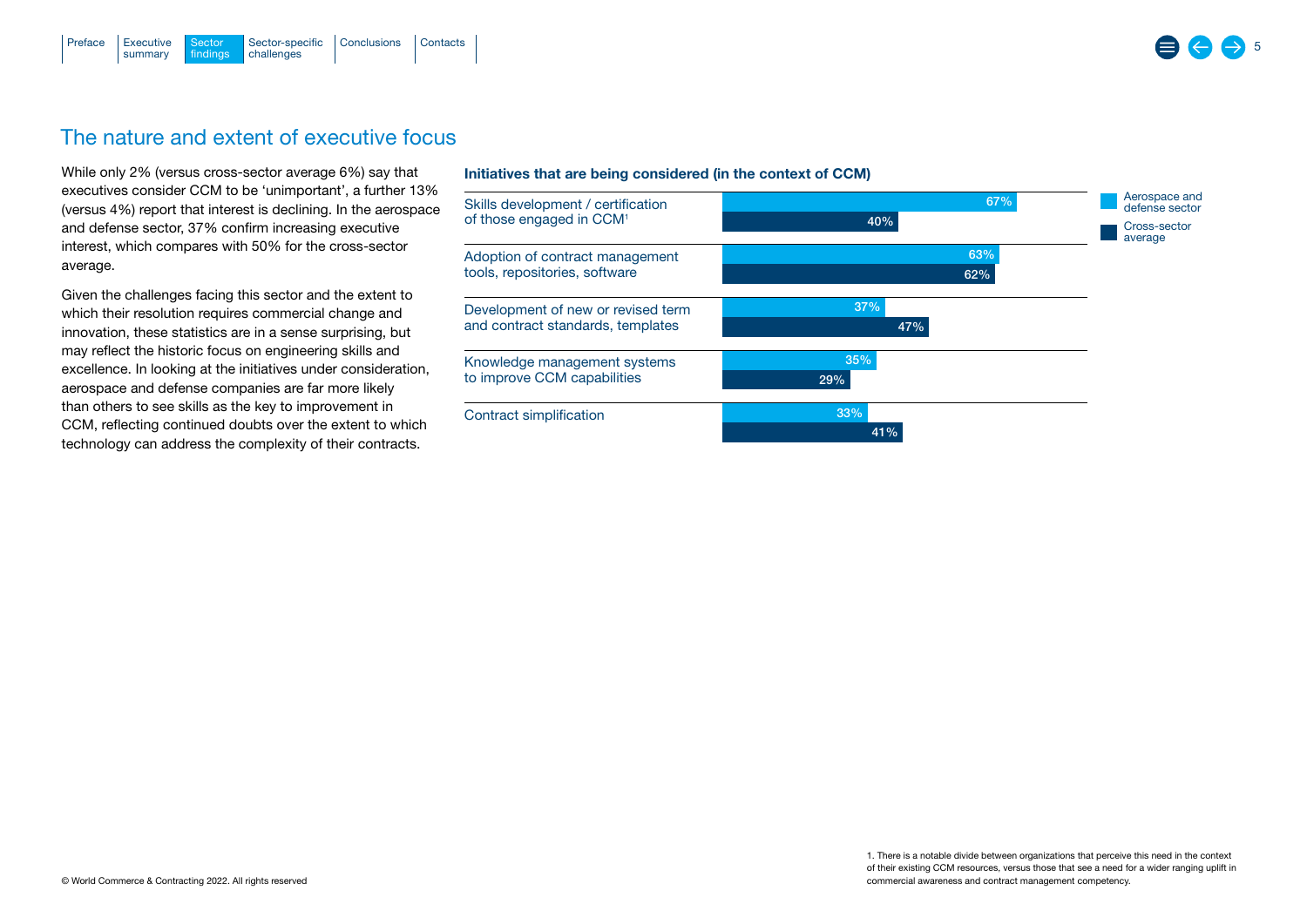## The nature and extent of executive focus

While only 2% (versus cross-sector average 6%) say that executives consider CCM to be 'unimportant', a further 13% (versus 4%) report that interest is declining. In the aerospace and defense sector, 37% confirm increasing executive interest, which compares with 50% for the cross-sector average.

Given the challenges facing this sector and the extent to which their resolution requires commercial change and innovation, these statistics are in a sense surprising, but may reflect the historic focus on engineering skills and excellence. In looking at the initiatives under consideration, aerospace and defense companies are far more likely than others to see skills as the key to improvement in CCM, reflecting continued doubts over the extent to which technology can address the complexity of their contracts.

**Initiatives that are being considered (in the context of CCM)**

| Initiative | Aerospace and defense sector | Cross-sector average |
| --- | --- | --- |
| Skills development / certification of those engaged in CCM[1] | 67% | 40% |
| Adoption of contract management tools, repositories, software | 63% | 62% |
| Development of new or revised term and contract standards, templates | 37% | 47% |
| Knowledge management systems to improve CCM capabilities | 35% | 29% |
| Contract simplification | 33% | 41% |

1. There is a notable divide between organizations that perceive this need in the context of their existing CCM resources, versus those that see a need for a wider ranging uplift in commercial awareness and contract management competency.

© World Commerce & Contracting 2022. All rights reserved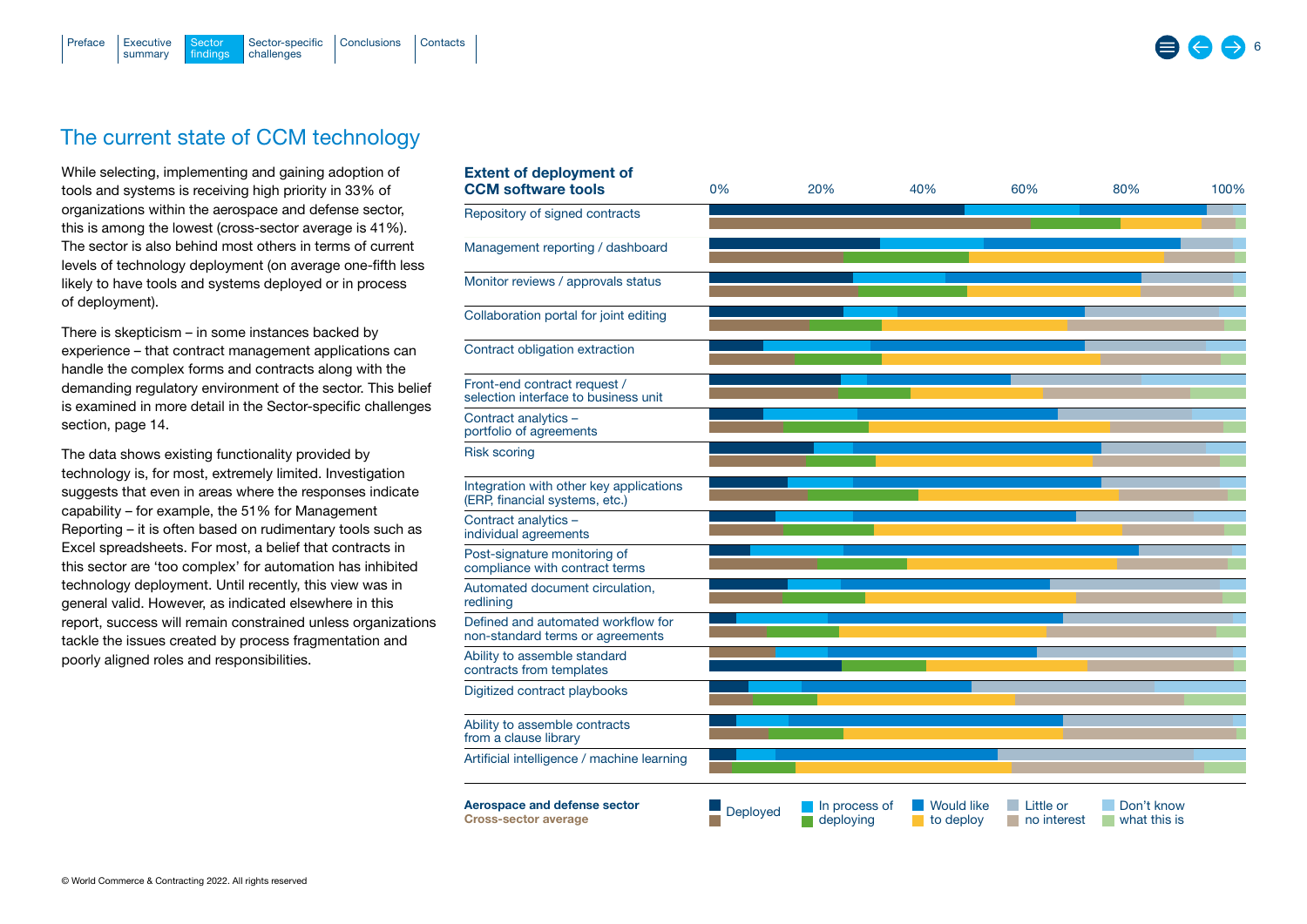## The current state of CCM technology

While selecting, implementing and gaining adoption of tools and systems is receiving high priority in 33% of organizations within the aerospace and defense sector, this is among the lowest (cross-sector average is 41%). The sector is also behind most others in terms of current levels of technology deployment (on average one-fifth less likely to have tools and systems deployed or in process of deployment).

There is skepticism – in some instances backed by experience – that contract management applications can handle the complex forms and contracts along with the demanding regulatory environment of the sector. This belief is examined in more detail in the Sector-specific challenges section, page 14.

The data shows existing functionality provided by technology is, for most, extremely limited. Investigation suggests that even in areas where the responses indicate capability – for example, the 51% for Management Reporting – it is often based on rudimentary tools such as Excel spreadsheets. For most, a belief that contracts in this sector are 'too complex' for automation has inhibited technology deployment. Until recently, this view was in general valid. However, as indicated elsewhere in this report, success will remain constrained unless organizations tackle the issues created by process fragmentation and poorly aligned roles and responsibilities.

**Extent of deployment of CCM software tools**

0% 20% 40% 60% 80% 100%

- Repository of signed contracts
- Management reporting / dashboard
- Monitor reviews / approvals status
- Collaboration portal for joint editing
- Contract obligation extraction
- Front-end contract request / selection interface to business unit
- Contract analytics – portfolio of agreements
- Risk scoring
- Integration with other key applications (ERP, financial systems, etc.)
- Contract analytics – individual agreements
- Post-signature monitoring of compliance with contract terms
- Automated document circulation, redlining
- Defined and automated workflow for non-standard terms or agreements
- Ability to assemble standard contracts from templates
- Digitized contract playbooks
- Ability to assemble contracts from a clause library
- Artificial intelligence / machine learning

**Aerospace and defense sector**
**Cross-sector average**

Deployed | In process of deploying | Would like to deploy | Little or no interest | Don't know what this is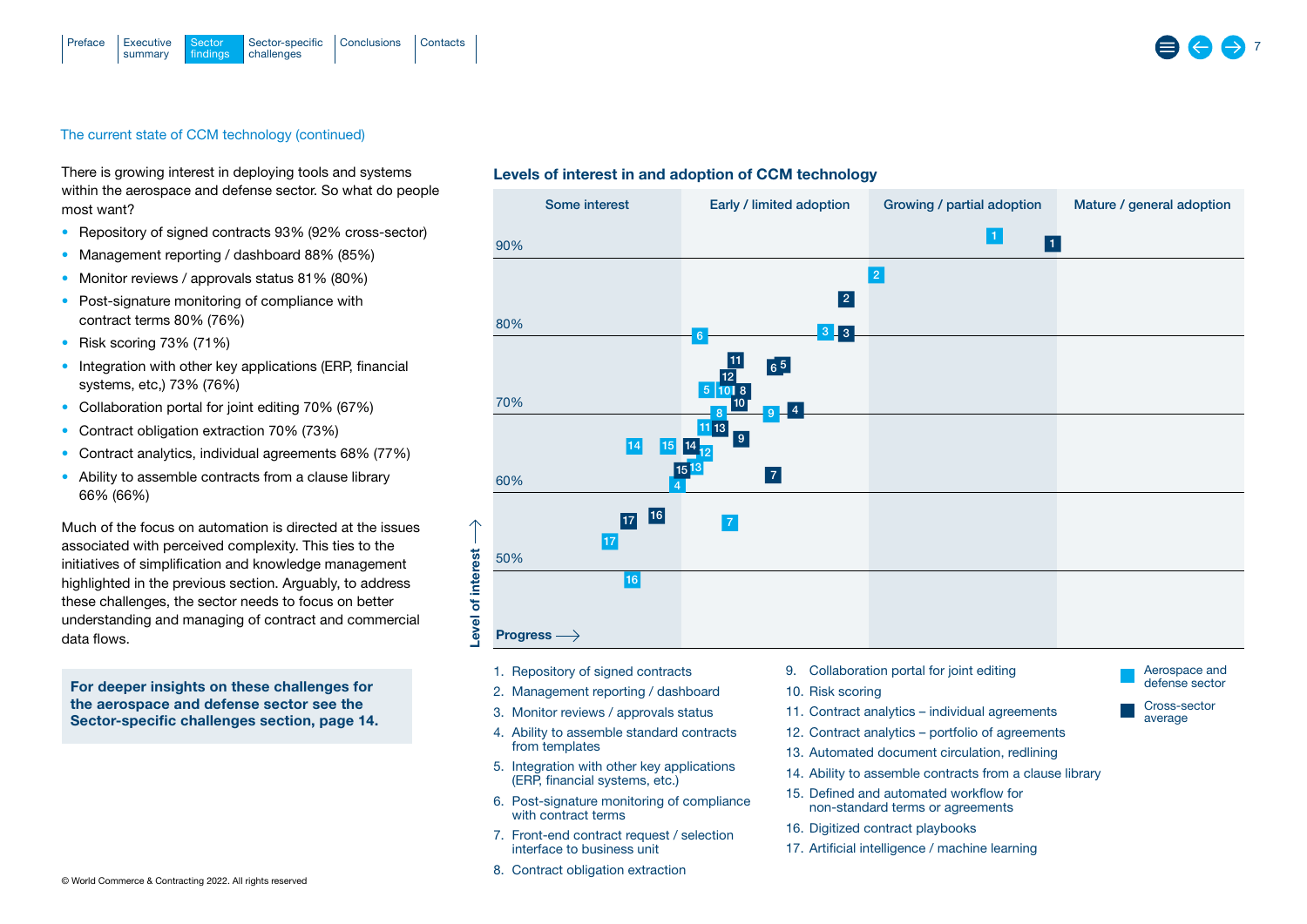The current state of CCM technology (continued)

There is growing interest in deploying tools and systems within the aerospace and defense sector. So what do people most want?

- Repository of signed contracts 93% (92% cross-sector)
- Management reporting / dashboard 88% (85%)
- Monitor reviews / approvals status 81% (80%)
- Post-signature monitoring of compliance with contract terms 80% (76%)
- Risk scoring 73% (71%)
- Integration with other key applications (ERP, financial systems, etc,) 73% (76%)
- Collaboration portal for joint editing 70% (67%)
- Contract obligation extraction 70% (73%)
- Contract analytics, individual agreements 68% (77%)
- Ability to assemble contracts from a clause library 66% (66%)

Much of the focus on automation is directed at the issues associated with perceived complexity. This ties to the initiatives of simplification and knowledge management highlighted in the previous section. Arguably, to address these challenges, the sector needs to focus on better understanding and managing of contract and commercial data flows.

**For deeper insights on these challenges for the aerospace and defense sector see the Sector-specific challenges section, page 14.**

## Levels of interest in and adoption of CCM technology

Some interest | Early / limited adoption | Growing / partial adoption | Mature / general adoption

Level of interest (90%, 80%, 70%, 60%, 50%) — Progress

1. Repository of signed contracts
2. Management reporting / dashboard
3. Monitor reviews / approvals status
4. Ability to assemble standard contracts from templates
5. Integration with other key applications (ERP, financial systems, etc.)
6. Post-signature monitoring of compliance with contract terms
7. Front-end contract request / selection interface to business unit
8. Contract obligation extraction
9. Collaboration portal for joint editing
10. Risk scoring
11. Contract analytics – individual agreements
12. Contract analytics – portfolio of agreements
13. Automated document circulation, redlining
14. Ability to assemble contracts from a clause library
15. Defined and automated workflow for non-standard terms or agreements
16. Digitized contract playbooks
17. Artificial intelligence / machine learning

Aerospace and defense sector

Cross-sector average

© World Commerce & Contracting 2022. All rights reserved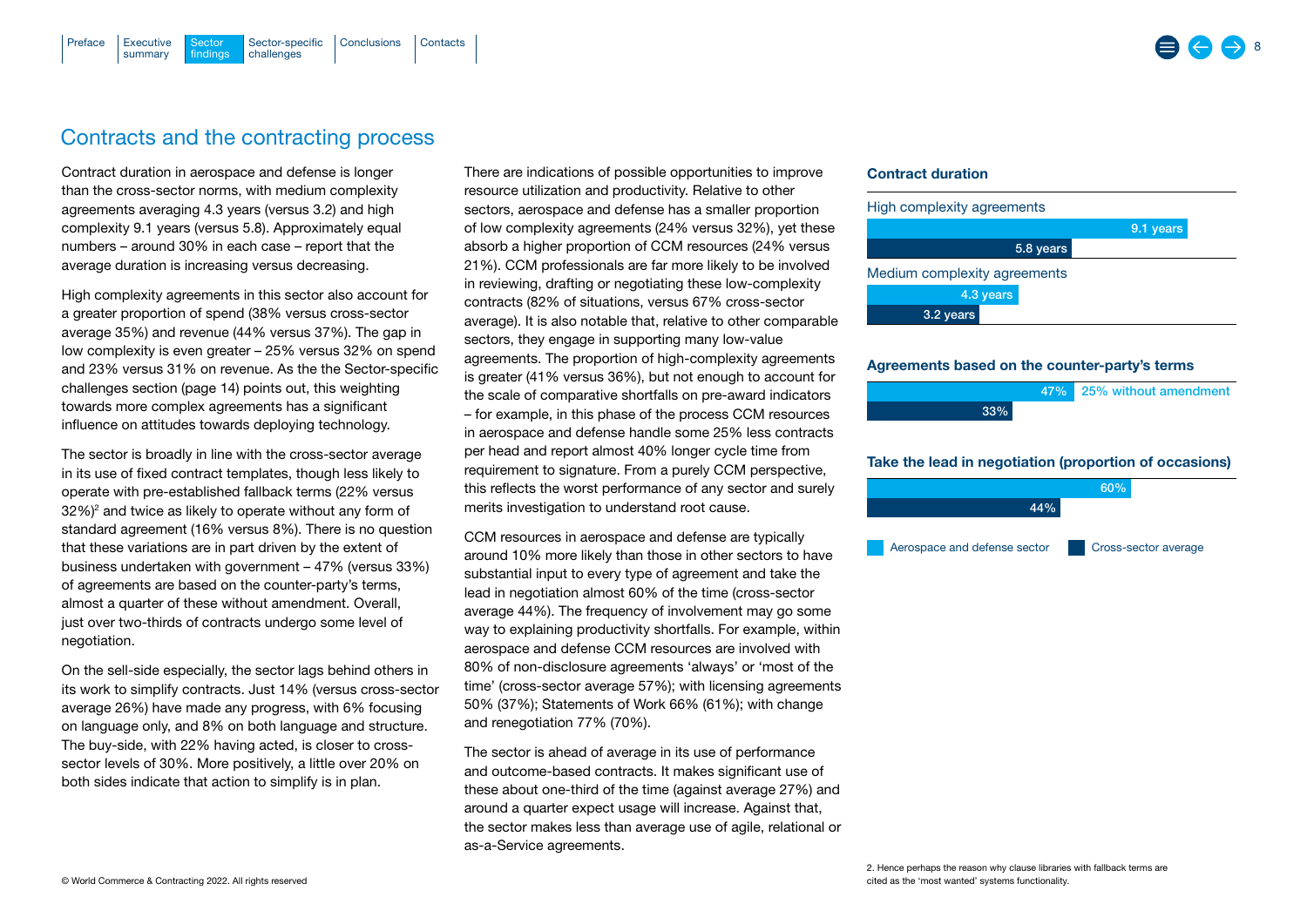## Contracts and the contracting process

Contract duration in aerospace and defense is longer than the cross-sector norms, with medium complexity agreements averaging 4.3 years (versus 3.2) and high complexity 9.1 years (versus 5.8). Approximately equal numbers – around 30% in each case – report that the average duration is increasing versus decreasing.

High complexity agreements in this sector also account for a greater proportion of spend (38% versus cross-sector average 35%) and revenue (44% versus 37%). The gap in low complexity is even greater – 25% versus 32% on spend and 23% versus 31% on revenue. As the the Sector-specific challenges section (page 14) points out, this weighting towards more complex agreements has a significant influence on attitudes towards deploying technology.

The sector is broadly in line with the cross-sector average in its use of fixed contract templates, though less likely to operate with pre-established fallback terms (22% versus 32%)[2] and twice as likely to operate without any form of standard agreement (16% versus 8%). There is no question that these variations are in part driven by the extent of business undertaken with government – 47% (versus 33%) of agreements are based on the counter-party's terms, almost a quarter of these without amendment. Overall, just over two-thirds of contracts undergo some level of negotiation.

On the sell-side especially, the sector lags behind others in its work to simplify contracts. Just 14% (versus cross-sector average 26%) have made any progress, with 6% focusing on language only, and 8% on both language and structure. The buy-side, with 22% having acted, is closer to cross-sector levels of 30%. More positively, a little over 20% on both sides indicate that action to simplify is in plan.

There are indications of possible opportunities to improve resource utilization and productivity. Relative to other sectors, aerospace and defense has a smaller proportion of low complexity agreements (24% versus 32%), yet these absorb a higher proportion of CCM resources (24% versus 21%). CCM professionals are far more likely to be involved in reviewing, drafting or negotiating these low-complexity contracts (82% of situations, versus 67% cross-sector average). It is also notable that, relative to other comparable sectors, they engage in supporting many low-value agreements. The proportion of high-complexity agreements is greater (41% versus 36%), but not enough to account for the scale of comparative shortfalls on pre-award indicators – for example, in this phase of the process CCM resources in aerospace and defense handle some 25% less contracts per head and report almost 40% longer cycle time from requirement to signature. From a purely CCM perspective, this reflects the worst performance of any sector and surely merits investigation to understand root cause.

CCM resources in aerospace and defense are typically around 10% more likely than those in other sectors to have substantial input to every type of agreement and take the lead in negotiation almost 60% of the time (cross-sector average 44%). The frequency of involvement may go some way to explaining productivity shortfalls. For example, within aerospace and defense CCM resources are involved with 80% of non-disclosure agreements 'always' or 'most of the time' (cross-sector average 57%); with licensing agreements 50% (37%); Statements of Work 66% (61%); with change and renegotiation 77% (70%).

The sector is ahead of average in its use of performance and outcome-based contracts. It makes significant use of these about one-third of the time (against average 27%) and around a quarter expect usage will increase. Against that, the sector makes less than average use of agile, relational or as-a-Service agreements.

**Contract duration**

| | Aerospace and defense sector | Cross-sector average |
|---|---|---|
| High complexity agreements | 9.1 years | 5.8 years |
| Medium complexity agreements | 4.3 years | 3.2 years |

**Agreements based on the counter-party's terms**

| Aerospace and defense sector | Cross-sector average |
|---|---|
| 47% (25% without amendment) | 33% |

**Take the lead in negotiation (proportion of occasions)**

| Aerospace and defense sector | Cross-sector average |
|---|---|
| 60% | 44% |

2. Hence perhaps the reason why clause libraries with fallback terms are cited as the 'most wanted' systems functionality.

© World Commerce & Contracting 2022. All rights reserved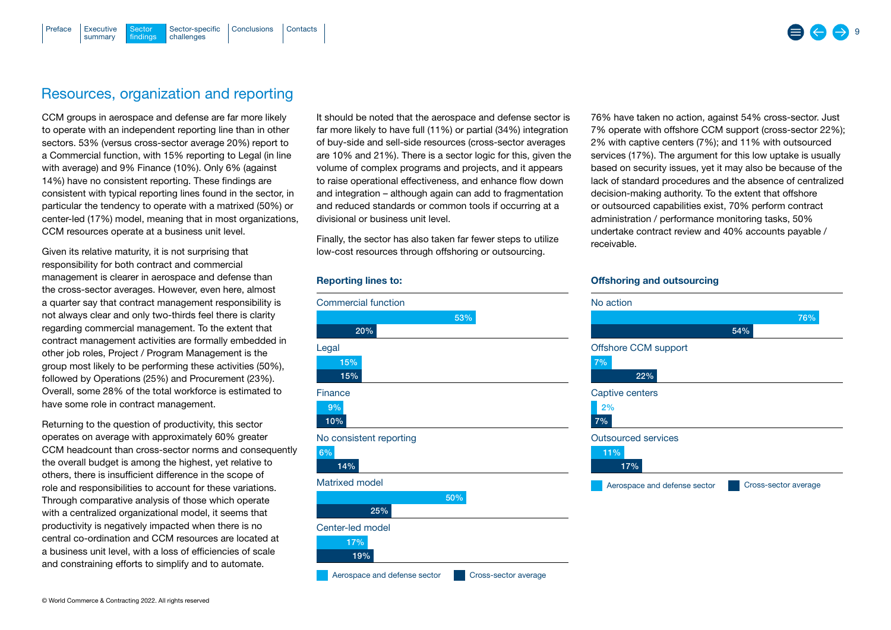## Resources, organization and reporting

CCM groups in aerospace and defense are far more likely to operate with an independent reporting line than in other sectors. 53% (versus cross-sector average 20%) report to a Commercial function, with 15% reporting to Legal (in line with average) and 9% Finance (10%). Only 6% (against 14%) have no consistent reporting. These findings are consistent with typical reporting lines found in the sector, in particular the tendency to operate with a matrixed (50%) or center-led (17%) model, meaning that in most organizations, CCM resources operate at a business unit level.

Given its relative maturity, it is not surprising that responsibility for both contract and commercial management is clearer in aerospace and defense than the cross-sector averages. However, even here, almost a quarter say that contract management responsibility is not always clear and only two-thirds feel there is clarity regarding commercial management. To the extent that contract management activities are formally embedded in other job roles, Project / Program Management is the group most likely to be performing these activities (50%), followed by Operations (25%) and Procurement (23%). Overall, some 28% of the total workforce is estimated to have some role in contract management.

Returning to the question of productivity, this sector operates on average with approximately 60% greater CCM headcount than cross-sector norms and consequently the overall budget is among the highest, yet relative to others, there is insufficient difference in the scope of role and responsibilities to account for these variations. Through comparative analysis of those which operate with a centralized organizational model, it seems that productivity is negatively impacted when there is no central co-ordination and CCM resources are located at a business unit level, with a loss of efficiencies of scale and constraining efforts to simplify and to automate.

It should be noted that the aerospace and defense sector is far more likely to have full (11%) or partial (34%) integration of buy-side and sell-side resources (cross-sector averages are 10% and 21%). There is a sector logic for this, given the volume of complex programs and projects, and it appears to raise operational effectiveness, and enhance flow down and integration – although again can add to fragmentation and reduced standards or common tools if occurring at a divisional or business unit level.

Finally, the sector has also taken far fewer steps to utilize low-cost resources through offshoring or outsourcing.

**Reporting lines to:**

| | Aerospace and defense sector | Cross-sector average |
|---|---|---|
| Commercial function | 53% | 20% |
| Legal | 15% | 15% |
| Finance | 9% | 10% |
| No consistent reporting | 6% | 14% |
| Matrixed model | 50% | 25% |
| Center-led model | 17% | 19% |

76% have taken no action, against 54% cross-sector. Just 7% operate with offshore CCM support (cross-sector 22%); 2% with captive centers (7%); and 11% with outsourced services (17%). The argument for this low uptake is usually based on security issues, yet it may also be because of the lack of standard procedures and the absence of centralized decision-making authority. To the extent that offshore or outsourced capabilities exist, 70% perform contract administration / performance monitoring tasks, 50% undertake contract review and 40% accounts payable / receivable.

**Offshoring and outsourcing**

| | Aerospace and defense sector | Cross-sector average |
|---|---|---|
| No action | 76% | 54% |
| Offshore CCM support | 7% | 22% |
| Captive centers | 2% | 7% |
| Outsourced services | 11% | 17% |

© World Commerce & Contracting 2022. All rights reserved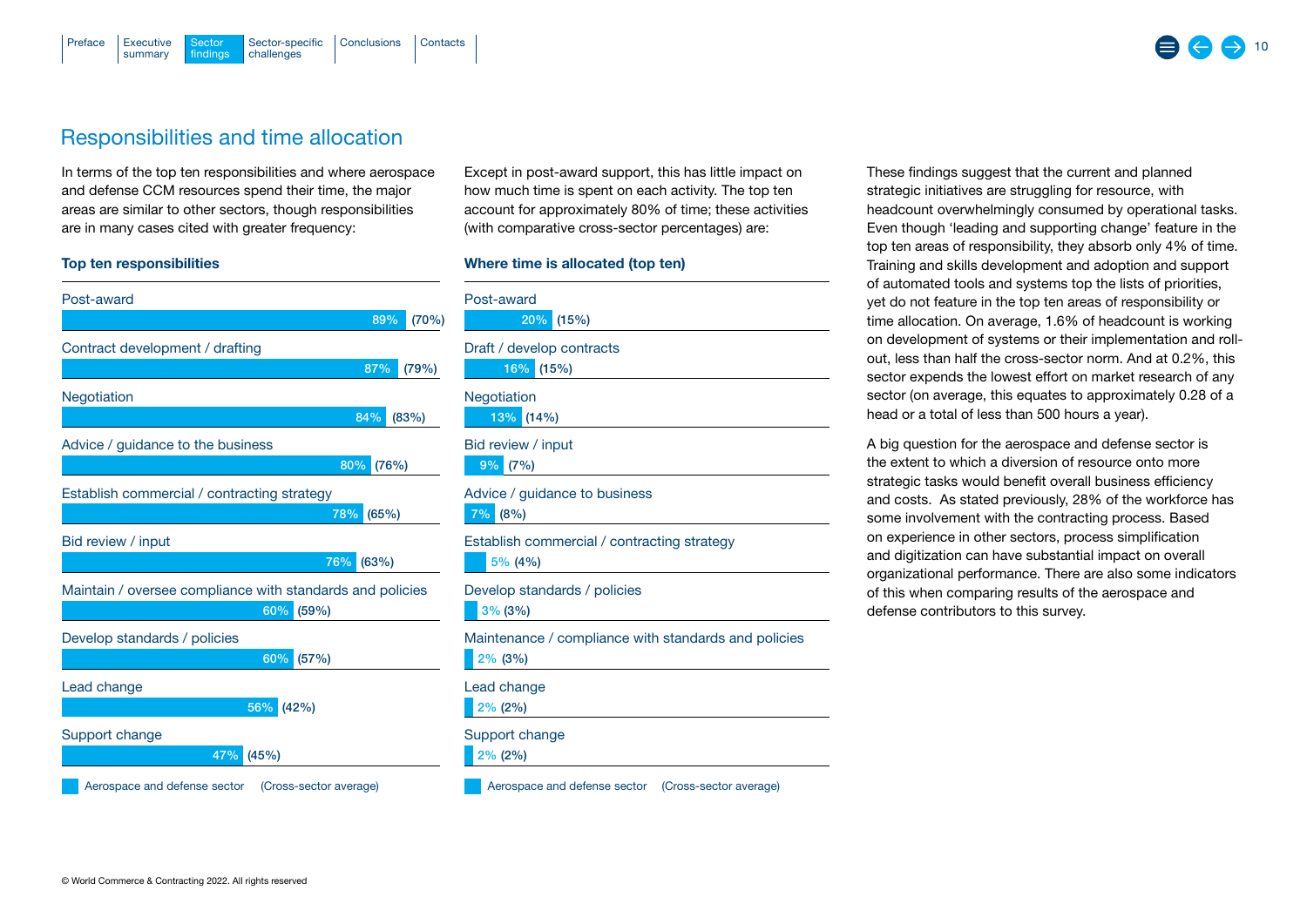## Responsibilities and time allocation

In terms of the top ten responsibilities and where aerospace and defense CCM resources spend their time, the major areas are similar to other sectors, though responsibilities are in many cases cited with greater frequency:

**Top ten responsibilities**

| Responsibility | Aerospace and defense sector | (Cross-sector average) |
|---|---|---|
| Post-award | 89% | (70%) |
| Contract development / drafting | 87% | (79%) |
| Negotiation | 84% | (83%) |
| Advice / guidance to the business | 80% | (76%) |
| Establish commercial / contracting strategy | 78% | (65%) |
| Bid review / input | 76% | (63%) |
| Maintain / oversee compliance with standards and policies | 60% | (59%) |
| Develop standards / policies | 60% | (57%) |
| Lead change | 56% | (42%) |
| Support change | 47% | (45%) |

Except in post-award support, this has little impact on how much time is spent on each activity. The top ten account for approximately 80% of time; these activities (with comparative cross-sector percentages) are:

**Where time is allocated (top ten)**

| Activity | Aerospace and defense sector | (Cross-sector average) |
|---|---|---|
| Post-award | 20% | (15%) |
| Draft / develop contracts | 16% | (15%) |
| Negotiation | 13% | (14%) |
| Bid review / input | 9% | (7%) |
| Advice / guidance to business | 7% | (8%) |
| Establish commercial / contracting strategy | 5% | (4%) |
| Develop standards / policies | 3% | (3%) |
| Maintenance / compliance with standards and policies | 2% | (3%) |
| Lead change | 2% | (2%) |
| Support change | 2% | (2%) |

These findings suggest that the current and planned strategic initiatives are struggling for resource, with headcount overwhelmingly consumed by operational tasks. Even though 'leading and supporting change' feature in the top ten areas of responsibility, they absorb only 4% of time. Training and skills development and adoption and support of automated tools and systems top the lists of priorities, yet do not feature in the top ten areas of responsibility or time allocation. On average, 1.6% of headcount is working on development of systems or their implementation and roll-out, less than half the cross-sector norm. And at 0.2%, this sector expends the lowest effort on market research of any sector (on average, this equates to approximately 0.28 of a head or a total of less than 500 hours a year).

A big question for the aerospace and defense sector is the extent to which a diversion of resource onto more strategic tasks would benefit overall business efficiency and costs. As stated previously, 28% of the workforce has some involvement with the contracting process. Based on experience in other sectors, process simplification and digitization can have substantial impact on overall organizational performance. There are also some indicators of this when comparing results of the aerospace and defense contributors to this survey.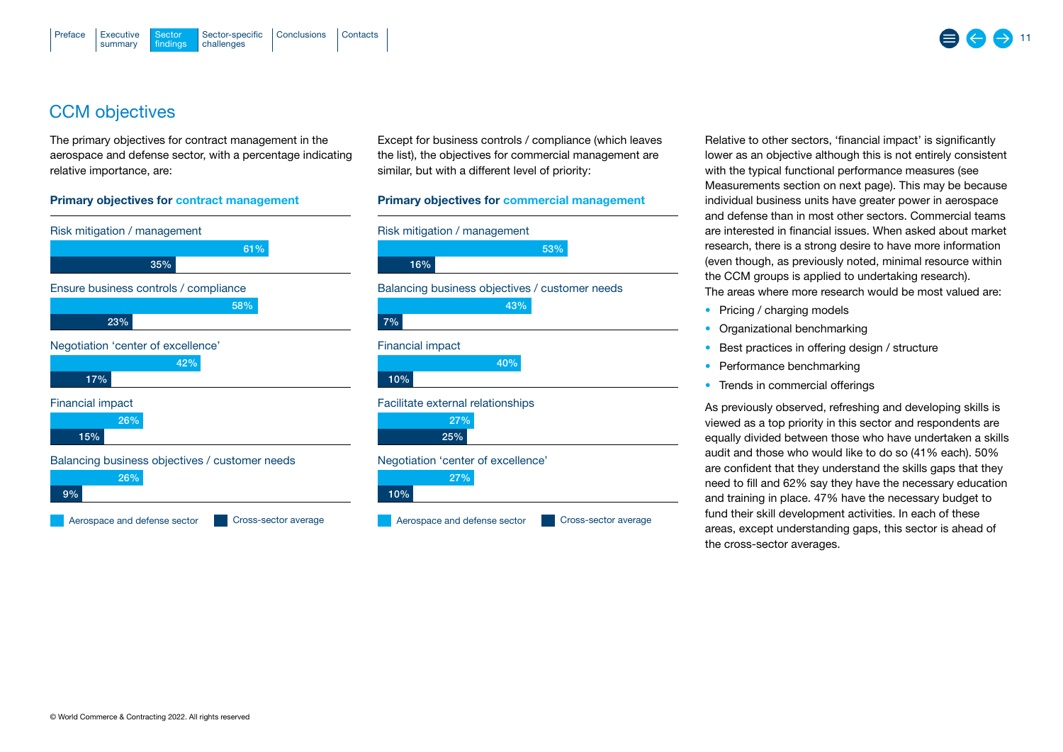## CCM objectives

The primary objectives for contract management in the aerospace and defense sector, with a percentage indicating relative importance, are:

**Primary objectives for contract management**

| Objective | Aerospace and defense sector | Cross-sector average |
|---|---|---|
| Risk mitigation / management | 61% | 35% |
| Ensure business controls / compliance | 58% | 23% |
| Negotiation 'center of excellence' | 42% | 17% |
| Financial impact | 26% | 15% |
| Balancing business objectives / customer needs | 26% | 9% |

Except for business controls / compliance (which leaves the list), the objectives for commercial management are similar, but with a different level of priority:

**Primary objectives for commercial management**

| Objective | Aerospace and defense sector | Cross-sector average |
|---|---|---|
| Risk mitigation / management | 53% | 16% |
| Balancing business objectives / customer needs | 43% | 7% |
| Financial impact | 40% | 10% |
| Facilitate external relationships | 27% | 25% |
| Negotiation 'center of excellence' | 27% | 10% |

Relative to other sectors, 'financial impact' is significantly lower as an objective although this is not entirely consistent with the typical functional performance measures (see Measurements section on next page). This may be because individual business units have greater power in aerospace and defense than in most other sectors. Commercial teams are interested in financial issues. When asked about market research, there is a strong desire to have more information (even though, as previously noted, minimal resource within the CCM groups is applied to undertaking research). The areas where more research would be most valued are:

- Pricing / charging models
- Organizational benchmarking
- Best practices in offering design / structure
- Performance benchmarking
- Trends in commercial offerings

As previously observed, refreshing and developing skills is viewed as a top priority in this sector and respondents are equally divided between those who have undertaken a skills audit and those who would like to do so (41% each). 50% are confident that they understand the skills gaps that they need to fill and 62% say they have the necessary education and training in place. 47% have the necessary budget to fund their skill development activities. In each of these areas, except understanding gaps, this sector is ahead of the cross-sector averages.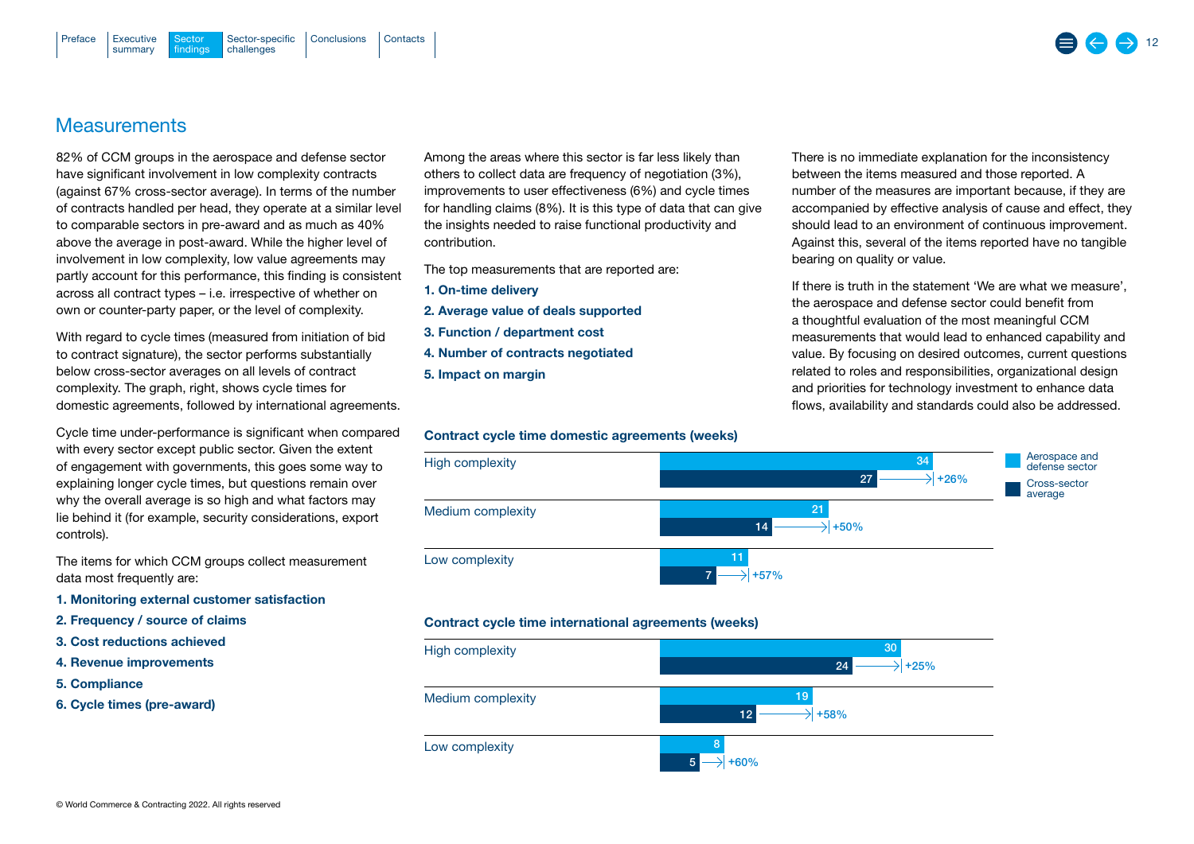## Measurements

82% of CCM groups in the aerospace and defense sector have significant involvement in low complexity contracts (against 67% cross-sector average). In terms of the number of contracts handled per head, they operate at a similar level to comparable sectors in pre-award and as much as 40% above the average in post-award. While the higher level of involvement in low complexity, low value agreements may partly account for this performance, this finding is consistent across all contract types – i.e. irrespective of whether on own or counter-party paper, or the level of complexity.

With regard to cycle times (measured from initiation of bid to contract signature), the sector performs substantially below cross-sector averages on all levels of contract complexity. The graph, right, shows cycle times for domestic agreements, followed by international agreements.

Cycle time under-performance is significant when compared with every sector except public sector. Given the extent of engagement with governments, this goes some way to explaining longer cycle times, but questions remain over why the overall average is so high and what factors may lie behind it (for example, security considerations, export controls).

The items for which CCM groups collect measurement data most frequently are:

1. **Monitoring external customer satisfaction**
2. **Frequency / source of claims**
3. **Cost reductions achieved**
4. **Revenue improvements**
5. **Compliance**
6. **Cycle times (pre-award)**

Among the areas where this sector is far less likely than others to collect data are frequency of negotiation (3%), improvements to user effectiveness (6%) and cycle times for handling claims (8%). It is this type of data that can give the insights needed to raise functional productivity and contribution.

The top measurements that are reported are:

1. **On-time delivery**
2. **Average value of deals supported**
3. **Function / department cost**
4. **Number of contracts negotiated**
5. **Impact on margin**

There is no immediate explanation for the inconsistency between the items measured and those reported. A number of the measures are important because, if they are accompanied by effective analysis of cause and effect, they should lead to an environment of continuous improvement. Against this, several of the items reported have no tangible bearing on quality or value.

If there is truth in the statement 'We are what we measure', the aerospace and defense sector could benefit from a thoughtful evaluation of the most meaningful CCM measurements that would lead to enhanced capability and value. By focusing on desired outcomes, current questions related to roles and responsibilities, organizational design and priorities for technology investment to enhance data flows, availability and standards could also be addressed.

**Contract cycle time domestic agreements (weeks)**

| | Aerospace and defense sector | Cross-sector average | Difference |
|---|---|---|---|
| High complexity | 34 | 27 | +26% |
| Medium complexity | 21 | 14 | +50% |
| Low complexity | 11 | 7 | +57% |

**Contract cycle time international agreements (weeks)**

| | Aerospace and defense sector | Cross-sector average | Difference |
|---|---|---|---|
| High complexity | 30 | 24 | +25% |
| Medium complexity | 19 | 12 | +58% |
| Low complexity | 8 | 5 | +60% |

© World Commerce & Contracting 2022. All rights reserved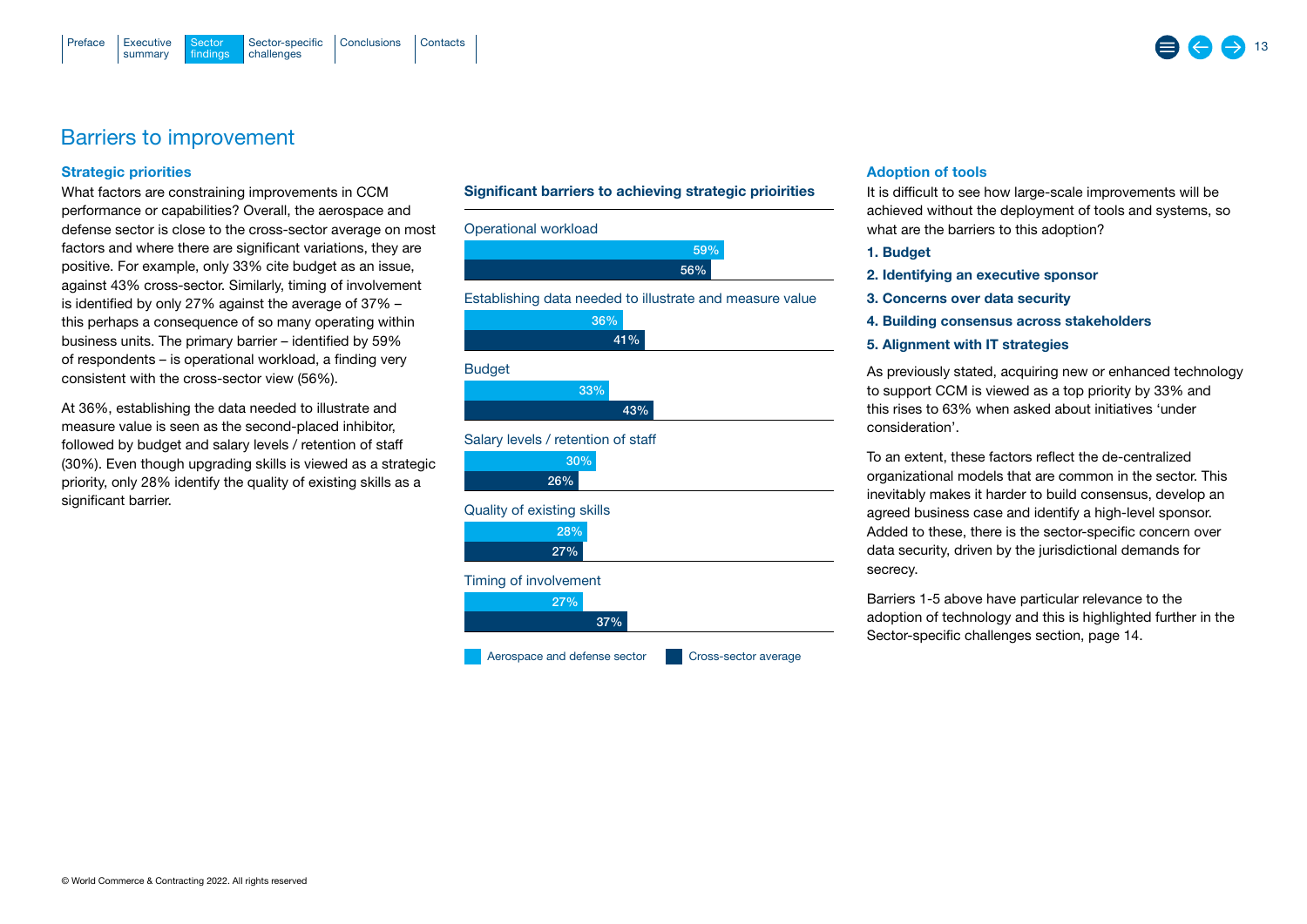# Barriers to improvement

### Strategic priorities

What factors are constraining improvements in CCM performance or capabilities? Overall, the aerospace and defense sector is close to the cross-sector average on most factors and where there are significant variations, they are positive. For example, only 33% cite budget as an issue, against 43% cross-sector. Similarly, timing of involvement is identified by only 27% against the average of 37% – this perhaps a consequence of so many operating within business units. The primary barrier – identified by 59% of respondents – is operational workload, a finding very consistent with the cross-sector view (56%).

At 36%, establishing the data needed to illustrate and measure value is seen as the second-placed inhibitor, followed by budget and salary levels / retention of staff (30%). Even though upgrading skills is viewed as a strategic priority, only 28% identify the quality of existing skills as a significant barrier.

**Significant barriers to achieving strategic prioirities**

| Barrier | Aerospace and defense sector | Cross-sector average |
|---|---|---|
| Operational workload | 59% | 56% |
| Establishing data needed to illustrate and measure value | 36% | 41% |
| Budget | 33% | 43% |
| Salary levels / retention of staff | 30% | 26% |
| Quality of existing skills | 28% | 27% |
| Timing of involvement | 27% | 37% |

### Adoption of tools

It is difficult to see how large-scale improvements will be achieved without the deployment of tools and systems, so what are the barriers to this adoption?

1. **Budget**
2. **Identifying an executive sponsor**
3. **Concerns over data security**
4. **Building consensus across stakeholders**
5. **Alignment with IT strategies**

As previously stated, acquiring new or enhanced technology to support CCM is viewed as a top priority by 33% and this rises to 63% when asked about initiatives 'under consideration'.

To an extent, these factors reflect the de-centralized organizational models that are common in the sector. This inevitably makes it harder to build consensus, develop an agreed business case and identify a high-level sponsor. Added to these, there is the sector-specific concern over data security, driven by the jurisdictional demands for secrecy.

Barriers 1-5 above have particular relevance to the adoption of technology and this is highlighted further in the Sector-specific challenges section, page 14.

© World Commerce & Contracting 2022. All rights reserved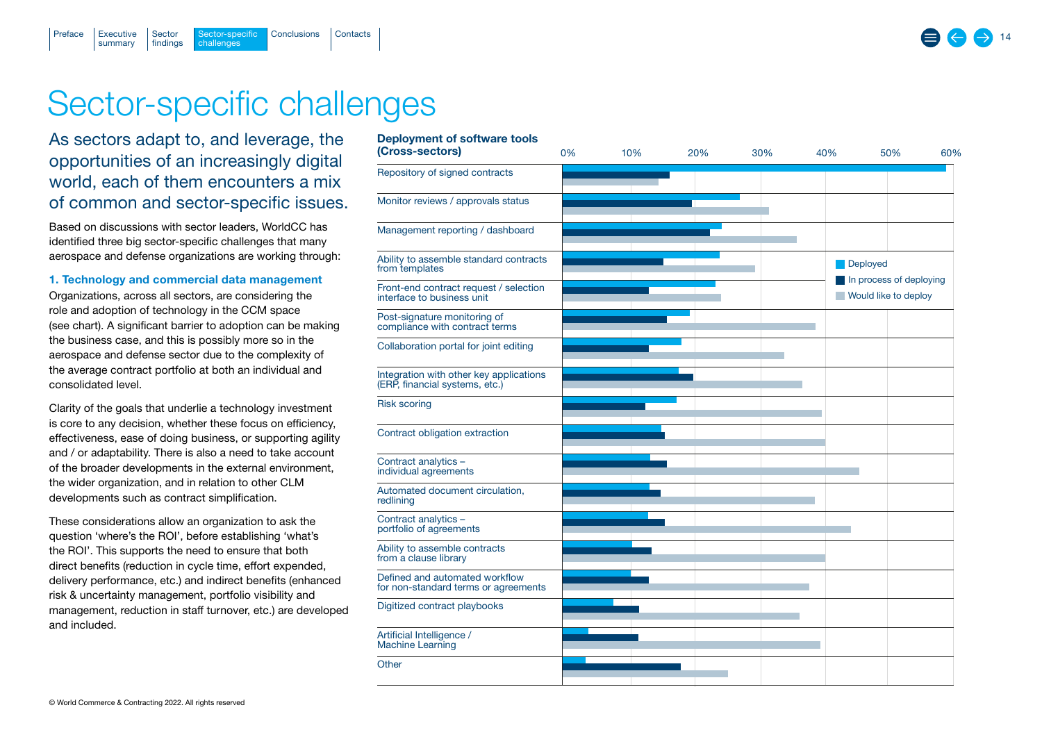# Sector-specific challenges

## As sectors adapt to, and leverage, the opportunities of an increasingly digital world, each of them encounters a mix of common and sector-specific issues.

Based on discussions with sector leaders, WorldCC has identified three big sector-specific challenges that many aerospace and defense organizations are working through:

### 1. Technology and commercial data management

Organizations, across all sectors, are considering the role and adoption of technology in the CCM space (see chart). A significant barrier to adoption can be making the business case, and this is possibly more so in the aerospace and defense sector due to the complexity of the average contract portfolio at both an individual and consolidated level.

Clarity of the goals that underlie a technology investment is core to any decision, whether these focus on efficiency, effectiveness, ease of doing business, or supporting agility and / or adaptability. There is also a need to take account of the broader developments in the external environment, the wider organization, and in relation to other CLM developments such as contract simplification.

These considerations allow an organization to ask the question 'where's the ROI', before establishing 'what's the ROI'. This supports the need to ensure that both direct benefits (reduction in cycle time, effort expended, delivery performance, etc.) and indirect benefits (enhanced risk & uncertainty management, portfolio visibility and management, reduction in staff turnover, etc.) are developed and included.

**Deployment of software tools (Cross-sectors)**

Legend: Deployed; In process of deploying; Would like to deploy (scale 0%–60%)

- Repository of signed contracts
- Monitor reviews / approvals status
- Management reporting / dashboard
- Ability to assemble standard contracts from templates
- Front-end contract request / selection interface to business unit
- Post-signature monitoring of compliance with contract terms
- Collaboration portal for joint editing
- Integration with other key applications (ERP, financial systems, etc.)
- Risk scoring
- Contract obligation extraction
- Contract analytics – individual agreements
- Automated document circulation, redlining
- Contract analytics – portfolio of agreements
- Ability to assemble contracts from a clause library
- Defined and automated workflow for non-standard terms or agreements
- Digitized contract playbooks
- Artificial Intelligence / Machine Learning
- Other

© World Commerce & Contracting 2022. All rights reserved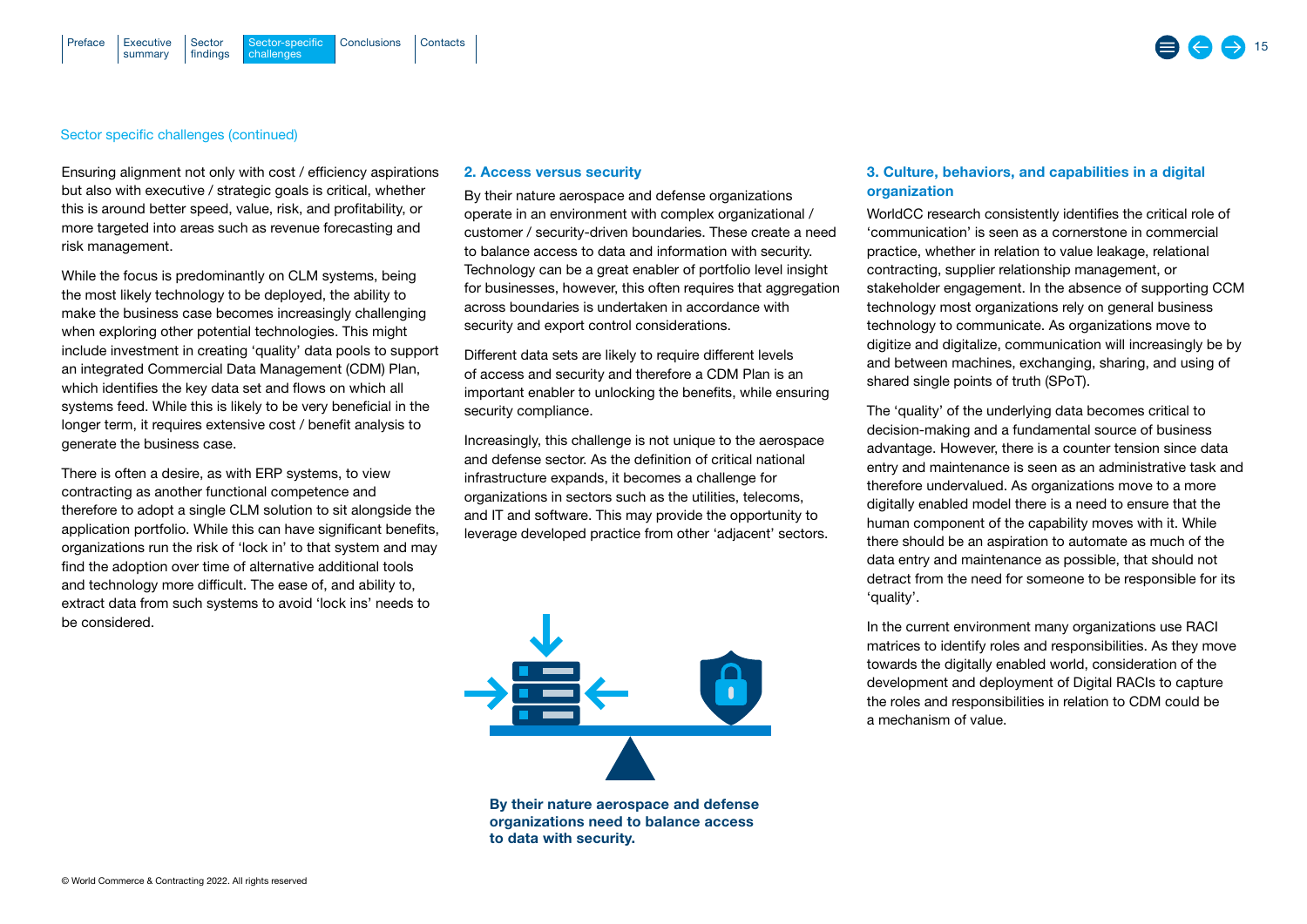Sector specific challenges (continued)

Ensuring alignment not only with cost / efficiency aspirations but also with executive / strategic goals is critical, whether this is around better speed, value, risk, and profitability, or more targeted into areas such as revenue forecasting and risk management.

While the focus is predominantly on CLM systems, being the most likely technology to be deployed, the ability to make the business case becomes increasingly challenging when exploring other potential technologies. This might include investment in creating 'quality' data pools to support an integrated Commercial Data Management (CDM) Plan, which identifies the key data set and flows on which all systems feed. While this is likely to be very beneficial in the longer term, it requires extensive cost / benefit analysis to generate the business case.

There is often a desire, as with ERP systems, to view contracting as another functional competence and therefore to adopt a single CLM solution to sit alongside the application portfolio. While this can have significant benefits, organizations run the risk of 'lock in' to that system and may find the adoption over time of alternative additional tools and technology more difficult. The ease of, and ability to, extract data from such systems to avoid 'lock ins' needs to be considered.

### 2. Access versus security

By their nature aerospace and defense organizations operate in an environment with complex organizational / customer / security-driven boundaries. These create a need to balance access to data and information with security. Technology can be a great enabler of portfolio level insight for businesses, however, this often requires that aggregation across boundaries is undertaken in accordance with security and export control considerations.

Different data sets are likely to require different levels of access and security and therefore a CDM Plan is an important enabler to unlocking the benefits, while ensuring security compliance.

Increasingly, this challenge is not unique to the aerospace and defense sector. As the definition of critical national infrastructure expands, it becomes a challenge for organizations in sectors such as the utilities, telecoms, and IT and software. This may provide the opportunity to leverage developed practice from other 'adjacent' sectors.

**By their nature aerospace and defense organizations need to balance access to data with security.**

### 3. Culture, behaviors, and capabilities in a digital organization

WorldCC research consistently identifies the critical role of 'communication' is seen as a cornerstone in commercial practice, whether in relation to value leakage, relational contracting, supplier relationship management, or stakeholder engagement. In the absence of supporting CCM technology most organizations rely on general business technology to communicate. As organizations move to digitize and digitalize, communication will increasingly be by and between machines, exchanging, sharing, and using of shared single points of truth (SPoT).

The 'quality' of the underlying data becomes critical to decision-making and a fundamental source of business advantage. However, there is a counter tension since data entry and maintenance is seen as an administrative task and therefore undervalued. As organizations move to a more digitally enabled model there is a need to ensure that the human component of the capability moves with it. While there should be an aspiration to automate as much of the data entry and maintenance as possible, that should not detract from the need for someone to be responsible for its 'quality'.

In the current environment many organizations use RACI matrices to identify roles and responsibilities. As they move towards the digitally enabled world, consideration of the development and deployment of Digital RACIs to capture the roles and responsibilities in relation to CDM could be a mechanism of value.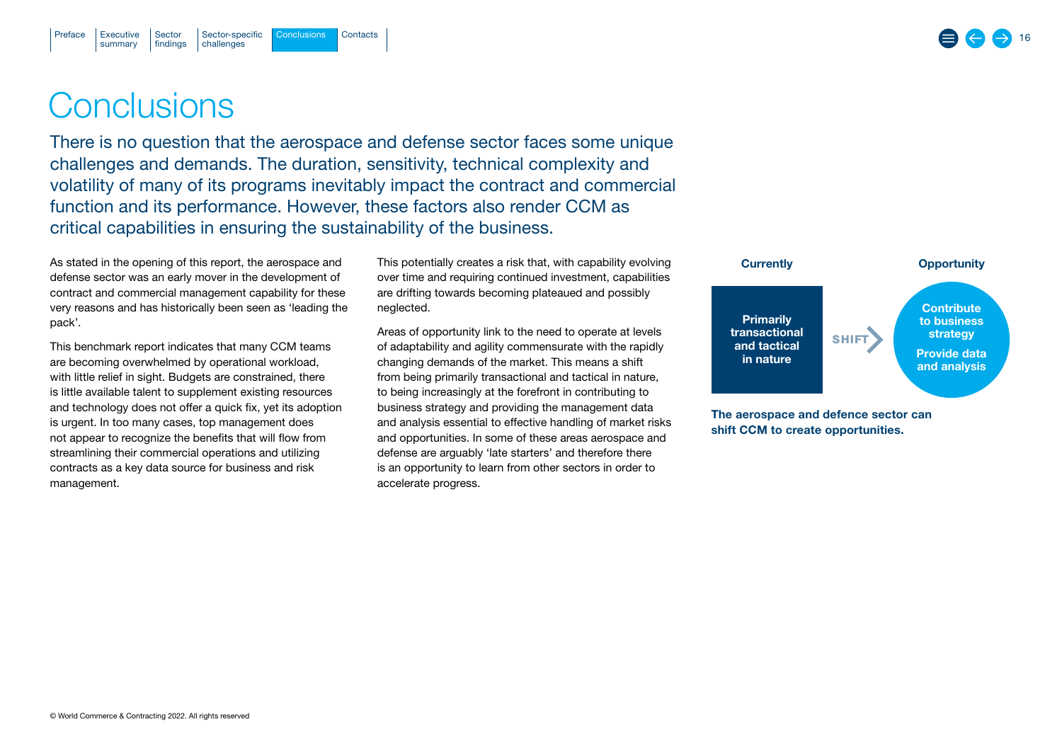# Conclusions

There is no question that the aerospace and defense sector faces some unique challenges and demands. The duration, sensitivity, technical complexity and volatility of many of its programs inevitably impact the contract and commercial function and its performance. However, these factors also render CCM as critical capabilities in ensuring the sustainability of the business.

As stated in the opening of this report, the aerospace and defense sector was an early mover in the development of contract and commercial management capability for these very reasons and has historically been seen as 'leading the pack'.

This benchmark report indicates that many CCM teams are becoming overwhelmed by operational workload, with little relief in sight. Budgets are constrained, there is little available talent to supplement existing resources and technology does not offer a quick fix, yet its adoption is urgent. In too many cases, top management does not appear to recognize the benefits that will flow from streamlining their commercial operations and utilizing contracts as a key data source for business and risk management.

This potentially creates a risk that, with capability evolving over time and requiring continued investment, capabilities are drifting towards becoming plateaued and possibly neglected.

Areas of opportunity link to the need to operate at levels of adaptability and agility commensurate with the rapidly changing demands of the market. This means a shift from being primarily transactional and tactical in nature, to being increasingly at the forefront in contributing to business strategy and providing the management data and analysis essential to effective handling of market risks and opportunities. In some of these areas aerospace and defense are arguably 'late starters' and therefore there is an opportunity to learn from other sectors in order to accelerate progress.

**Currently**

**Primarily transactional and tactical in nature**

**SHIFT**

**Opportunity**

**Contribute to business strategy**

**Provide data and analysis**

**The aerospace and defence sector can shift CCM to create opportunities.**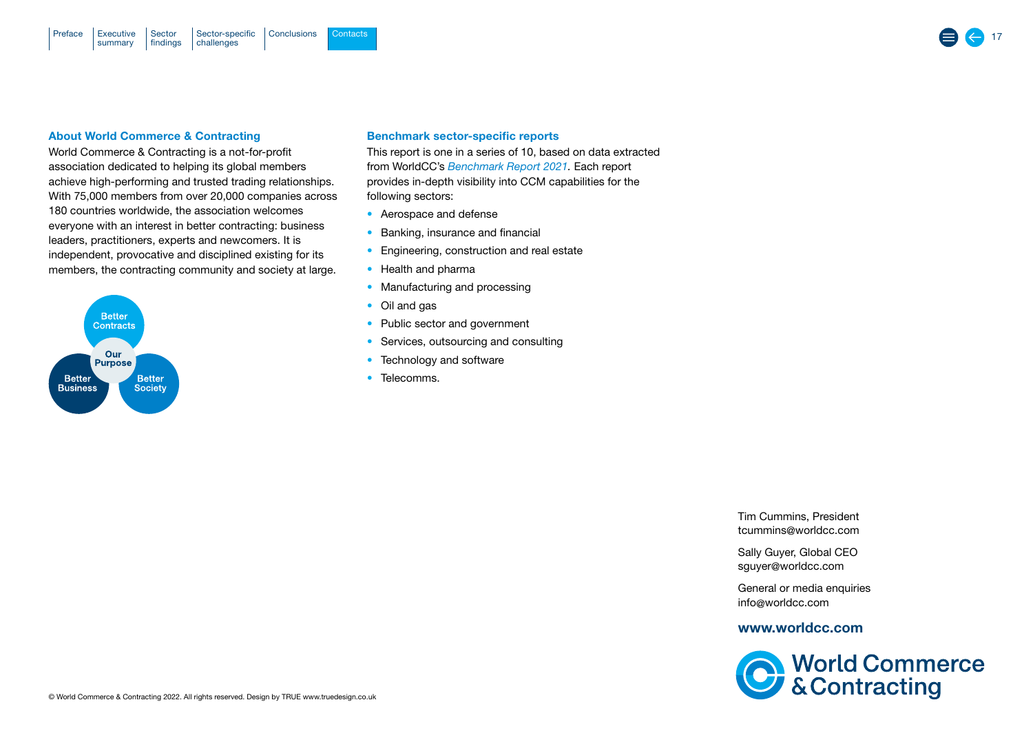## About World Commerce & Contracting

World Commerce & Contracting is a not-for-profit association dedicated to helping its global members achieve high-performing and trusted trading relationships. With 75,000 members from over 20,000 companies across 180 countries worldwide, the association welcomes everyone with an interest in better contracting: business leaders, practitioners, experts and newcomers. It is independent, provocative and disciplined existing for its members, the contracting community and society at large.

Better Contracts

Our Purpose

Better Business

Better Society

## Benchmark sector-specific reports

This report is one in a series of 10, based on data extracted from WorldCC's *Benchmark Report 2021*. Each report provides in-depth visibility into CCM capabilities for the following sectors:

- Aerospace and defense
- Banking, insurance and financial
- Engineering, construction and real estate
- Health and pharma
- Manufacturing and processing
- Oil and gas
- Public sector and government
- Services, outsourcing and consulting
- Technology and software
- Telecomms.

Tim Cummins, President
tcummins@worldcc.com

Sally Guyer, Global CEO
sguyer@worldcc.com

General or media enquiries
info@worldcc.com

**www.worldcc.com**

World Commerce & Contracting

© World Commerce & Contracting 2022. All rights reserved. Design by TRUE www.truedesign.co.uk